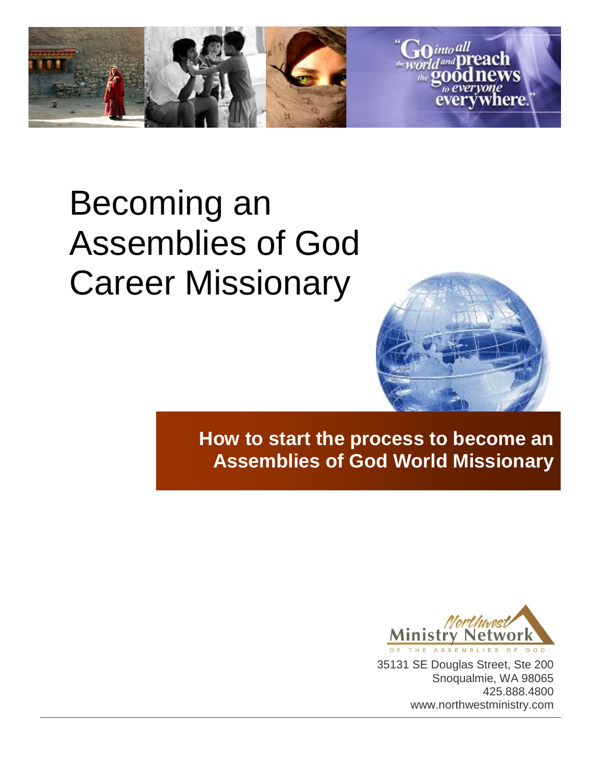"Go into all the world and preach the good news to everyone everywhere."

# Becoming an Assemblies of God Career Missionary

**How to start the process to become an Assemblies of God World Missionary**

Northwest Ministry Network
OF THE ASSEMBLIES OF GOD

35131 SE Douglas Street, Ste 200
Snoqualmie, WA 98065
425.888.4800
www.northwestministry.com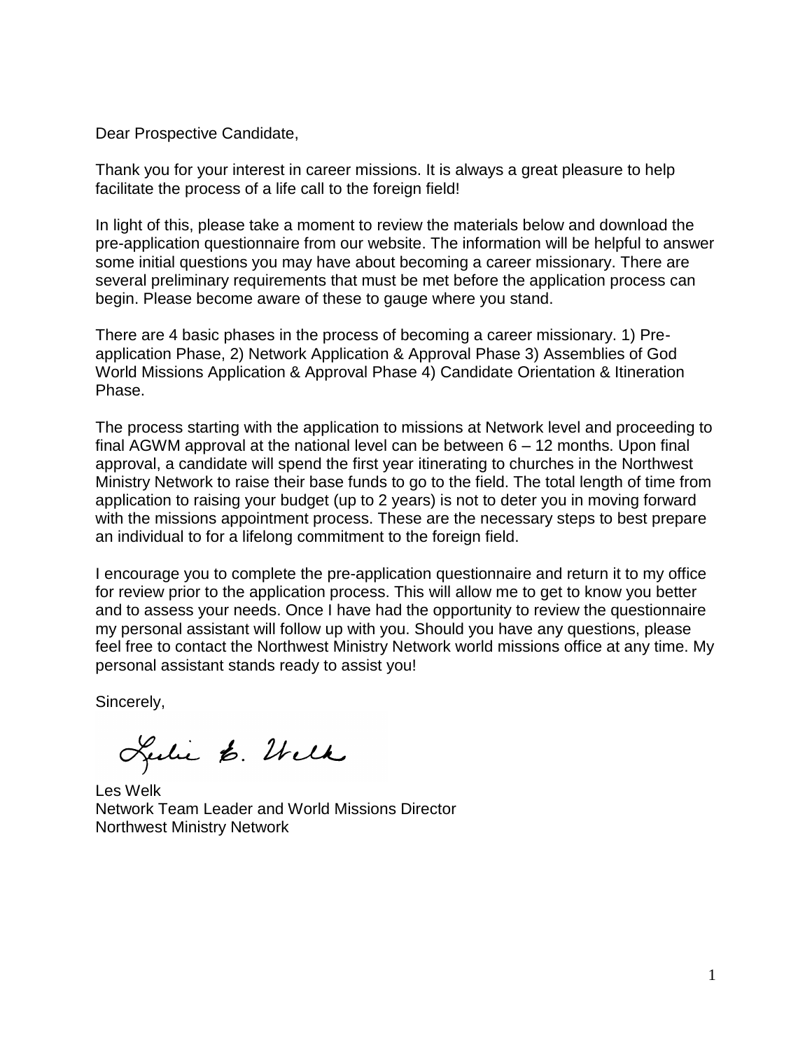Dear Prospective Candidate,

Thank you for your interest in career missions. It is always a great pleasure to help facilitate the process of a life call to the foreign field!

In light of this, please take a moment to review the materials below and download the pre-application questionnaire from our website. The information will be helpful to answer some initial questions you may have about becoming a career missionary. There are several preliminary requirements that must be met before the application process can begin. Please become aware of these to gauge where you stand.

There are 4 basic phases in the process of becoming a career missionary. 1) Pre-application Phase, 2) Network Application & Approval Phase 3) Assemblies of God World Missions Application & Approval Phase 4) Candidate Orientation & Itineration Phase.

The process starting with the application to missions at Network level and proceeding to final AGWM approval at the national level can be between 6 – 12 months. Upon final approval, a candidate will spend the first year itinerating to churches in the Northwest Ministry Network to raise their base funds to go to the field. The total length of time from application to raising your budget (up to 2 years) is not to deter you in moving forward with the missions appointment process. These are the necessary steps to best prepare an individual to for a lifelong commitment to the foreign field.

I encourage you to complete the pre-application questionnaire and return it to my office for review prior to the application process. This will allow me to get to know you better and to assess your needs. Once I have had the opportunity to review the questionnaire my personal assistant will follow up with you. Should you have any questions, please feel free to contact the Northwest Ministry Network world missions office at any time. My personal assistant stands ready to assist you!

Sincerely,

Leslie E. Welk

Les Welk
Network Team Leader and World Missions Director
Northwest Ministry Network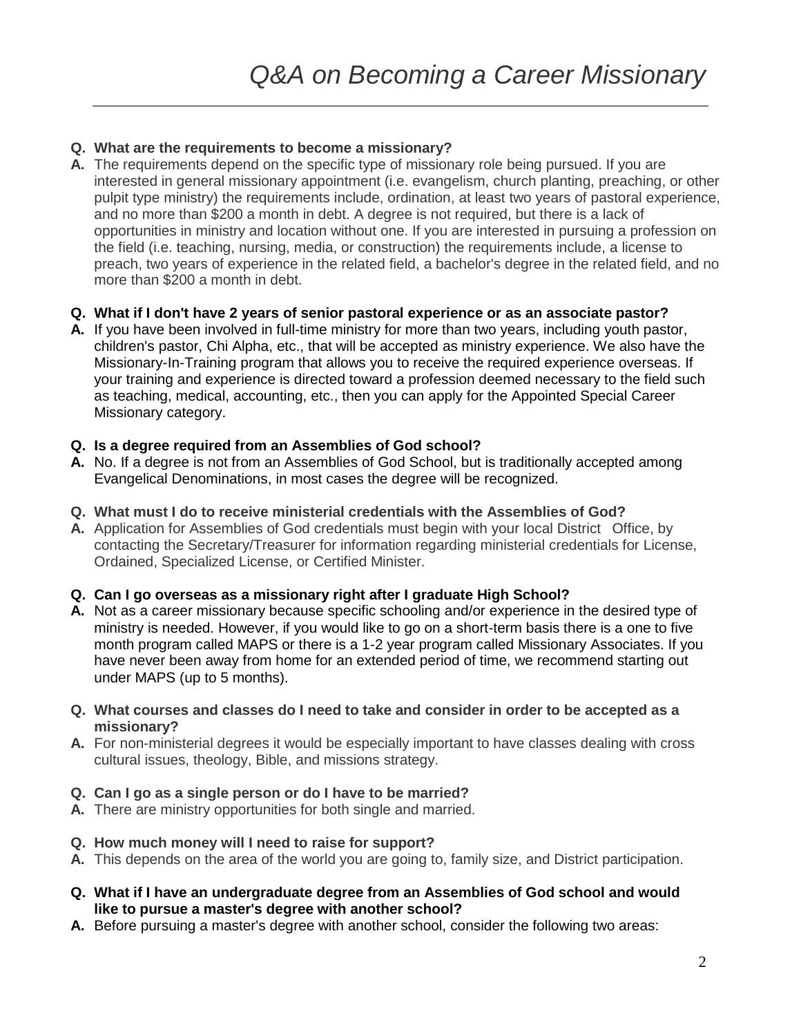# *Q&A on Becoming a Career Missionary*

---

**Q. What are the requirements to become a missionary?**

**A.** The requirements depend on the specific type of missionary role being pursued. If you are interested in general missionary appointment (i.e. evangelism, church planting, preaching, or other pulpit type ministry) the requirements include, ordination, at least two years of pastoral experience, and no more than $200 a month in debt. A degree is not required, but there is a lack of opportunities in ministry and location without one. If you are interested in pursuing a profession on the field (i.e. teaching, nursing, media, or construction) the requirements include, a license to preach, two years of experience in the related field, a bachelor's degree in the related field, and no more than $200 a month in debt.

**Q. What if I don't have 2 years of senior pastoral experience or as an associate pastor?**

**A.** If you have been involved in full-time ministry for more than two years, including youth pastor, children's pastor, Chi Alpha, etc., that will be accepted as ministry experience. We also have the Missionary-In-Training program that allows you to receive the required experience overseas. If your training and experience is directed toward a profession deemed necessary to the field such as teaching, medical, accounting, etc., then you can apply for the Appointed Special Career Missionary category.

**Q. Is a degree required from an Assemblies of God school?**

**A.** No. If a degree is not from an Assemblies of God School, but is traditionally accepted among Evangelical Denominations, in most cases the degree will be recognized.

**Q. What must I do to receive ministerial credentials with the Assemblies of God?**

**A.** Application for Assemblies of God credentials must begin with your local District Office, by contacting the Secretary/Treasurer for information regarding ministerial credentials for License, Ordained, Specialized License, or Certified Minister.

**Q. Can I go overseas as a missionary right after I graduate High School?**

**A.** Not as a career missionary because specific schooling and/or experience in the desired type of ministry is needed. However, if you would like to go on a short-term basis there is a one to five month program called MAPS or there is a 1-2 year program called Missionary Associates. If you have never been away from home for an extended period of time, we recommend starting out under MAPS (up to 5 months).

**Q. What courses and classes do I need to take and consider in order to be accepted as a missionary?**

**A.** For non-ministerial degrees it would be especially important to have classes dealing with cross cultural issues, theology, Bible, and missions strategy.

**Q. Can I go as a single person or do I have to be married?**

**A.** There are ministry opportunities for both single and married.

**Q. How much money will I need to raise for support?**

**A.** This depends on the area of the world you are going to, family size, and District participation.

**Q. What if I have an undergraduate degree from an Assemblies of God school and would like to pursue a master's degree with another school?**

**A.** Before pursuing a master's degree with another school, consider the following two areas: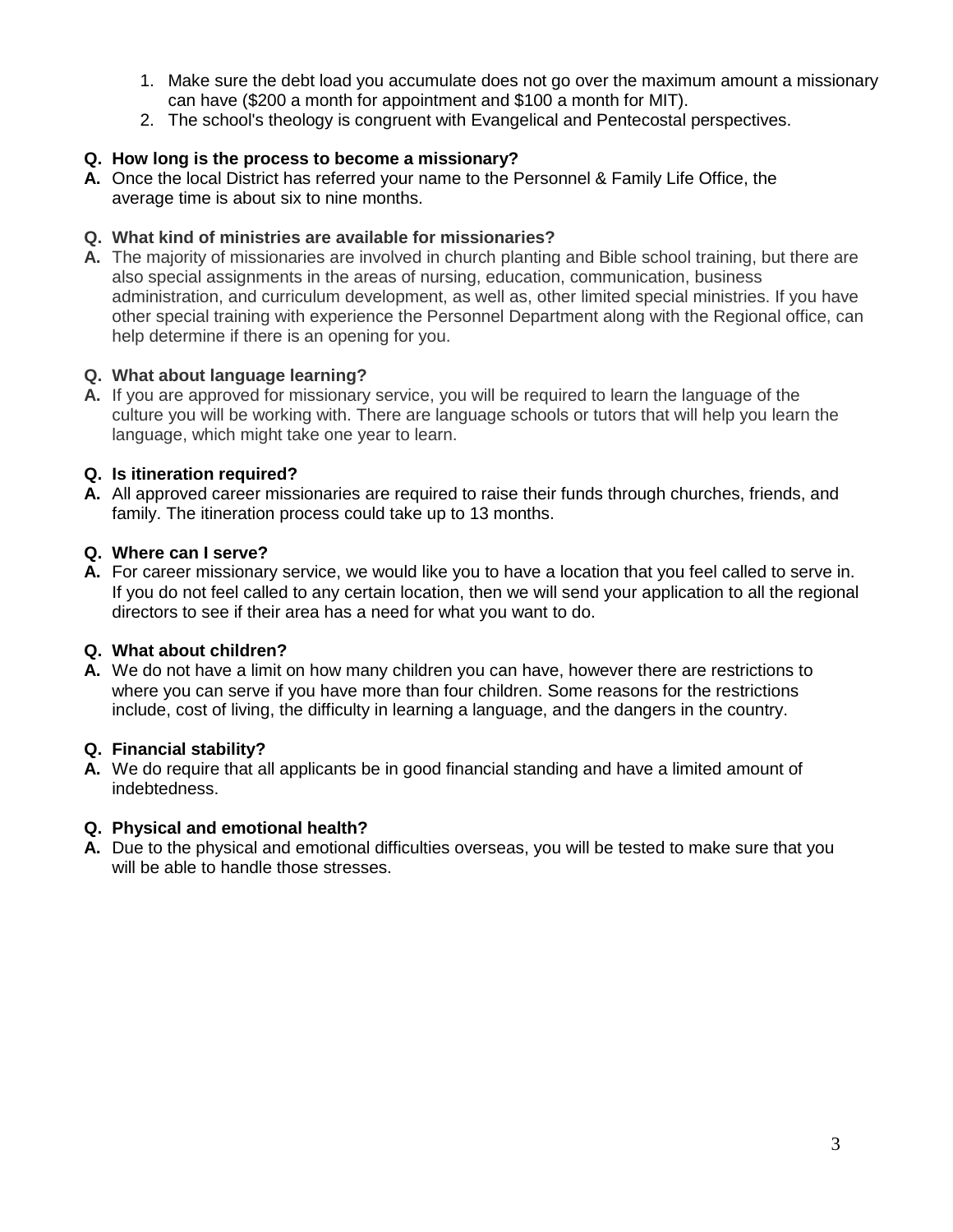1. Make sure the debt load you accumulate does not go over the maximum amount a missionary can have ($200 a month for appointment and $100 a month for MIT).
2. The school's theology is congruent with Evangelical and Pentecostal perspectives.

**Q. How long is the process to become a missionary?**
**A.** Once the local District has referred your name to the Personnel & Family Life Office, the average time is about six to nine months.

**Q. What kind of ministries are available for missionaries?**
**A.** The majority of missionaries are involved in church planting and Bible school training, but there are also special assignments in the areas of nursing, education, communication, business administration, and curriculum development, as well as, other limited special ministries. If you have other special training with experience the Personnel Department along with the Regional office, can help determine if there is an opening for you.

**Q. What about language learning?**
**A.** If you are approved for missionary service, you will be required to learn the language of the culture you will be working with. There are language schools or tutors that will help you learn the language, which might take one year to learn.

**Q. Is itineration required?**
**A.** All approved career missionaries are required to raise their funds through churches, friends, and family. The itineration process could take up to 13 months.

**Q. Where can I serve?**
**A.** For career missionary service, we would like you to have a location that you feel called to serve in. If you do not feel called to any certain location, then we will send your application to all the regional directors to see if their area has a need for what you want to do.

**Q. What about children?**
**A.** We do not have a limit on how many children you can have, however there are restrictions to where you can serve if you have more than four children. Some reasons for the restrictions include, cost of living, the difficulty in learning a language, and the dangers in the country.

**Q. Financial stability?**
**A.** We do require that all applicants be in good financial standing and have a limited amount of indebtedness.

**Q. Physical and emotional health?**
**A.** Due to the physical and emotional difficulties overseas, you will be tested to make sure that you will be able to handle those stresses.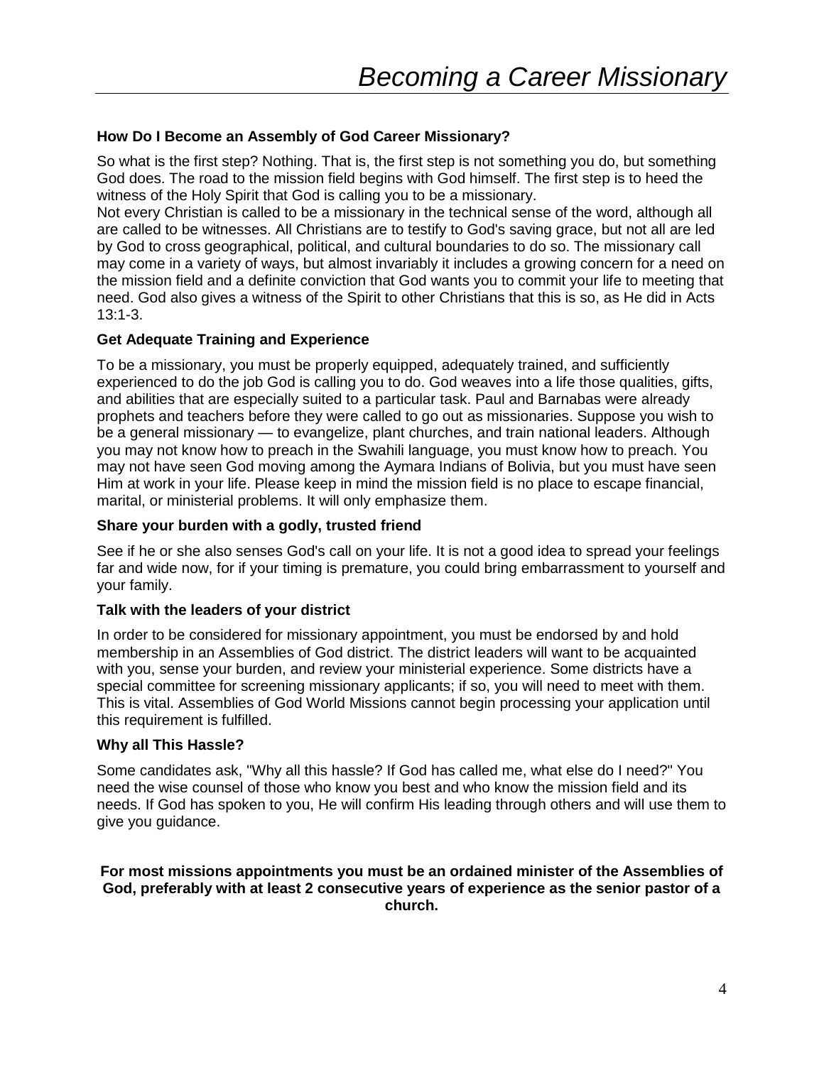# Becoming a Career Missionary

### How Do I Become an Assembly of God Career Missionary?

So what is the first step? Nothing. That is, the first step is not something you do, but something God does. The road to the mission field begins with God himself. The first step is to heed the witness of the Holy Spirit that God is calling you to be a missionary.

Not every Christian is called to be a missionary in the technical sense of the word, although all are called to be witnesses. All Christians are to testify to God's saving grace, but not all are led by God to cross geographical, political, and cultural boundaries to do so. The missionary call may come in a variety of ways, but almost invariably it includes a growing concern for a need on the mission field and a definite conviction that God wants you to commit your life to meeting that need. God also gives a witness of the Spirit to other Christians that this is so, as He did in Acts 13:1-3.

### Get Adequate Training and Experience

To be a missionary, you must be properly equipped, adequately trained, and sufficiently experienced to do the job God is calling you to do. God weaves into a life those qualities, gifts, and abilities that are especially suited to a particular task. Paul and Barnabas were already prophets and teachers before they were called to go out as missionaries. Suppose you wish to be a general missionary — to evangelize, plant churches, and train national leaders. Although you may not know how to preach in the Swahili language, you must know how to preach. You may not have seen God moving among the Aymara Indians of Bolivia, but you must have seen Him at work in your life. Please keep in mind the mission field is no place to escape financial, marital, or ministerial problems. It will only emphasize them.

### Share your burden with a godly, trusted friend

See if he or she also senses God's call on your life. It is not a good idea to spread your feelings far and wide now, for if your timing is premature, you could bring embarrassment to yourself and your family.

### Talk with the leaders of your district

In order to be considered for missionary appointment, you must be endorsed by and hold membership in an Assemblies of God district. The district leaders will want to be acquainted with you, sense your burden, and review your ministerial experience. Some districts have a special committee for screening missionary applicants; if so, you will need to meet with them. This is vital. Assemblies of God World Missions cannot begin processing your application until this requirement is fulfilled.

### Why all This Hassle?

Some candidates ask, "Why all this hassle? If God has called me, what else do I need?" You need the wise counsel of those who know you best and who know the mission field and its needs. If God has spoken to you, He will confirm His leading through others and will use them to give you guidance.

**For most missions appointments you must be an ordained minister of the Assemblies of God, preferably with at least 2 consecutive years of experience as the senior pastor of a church.**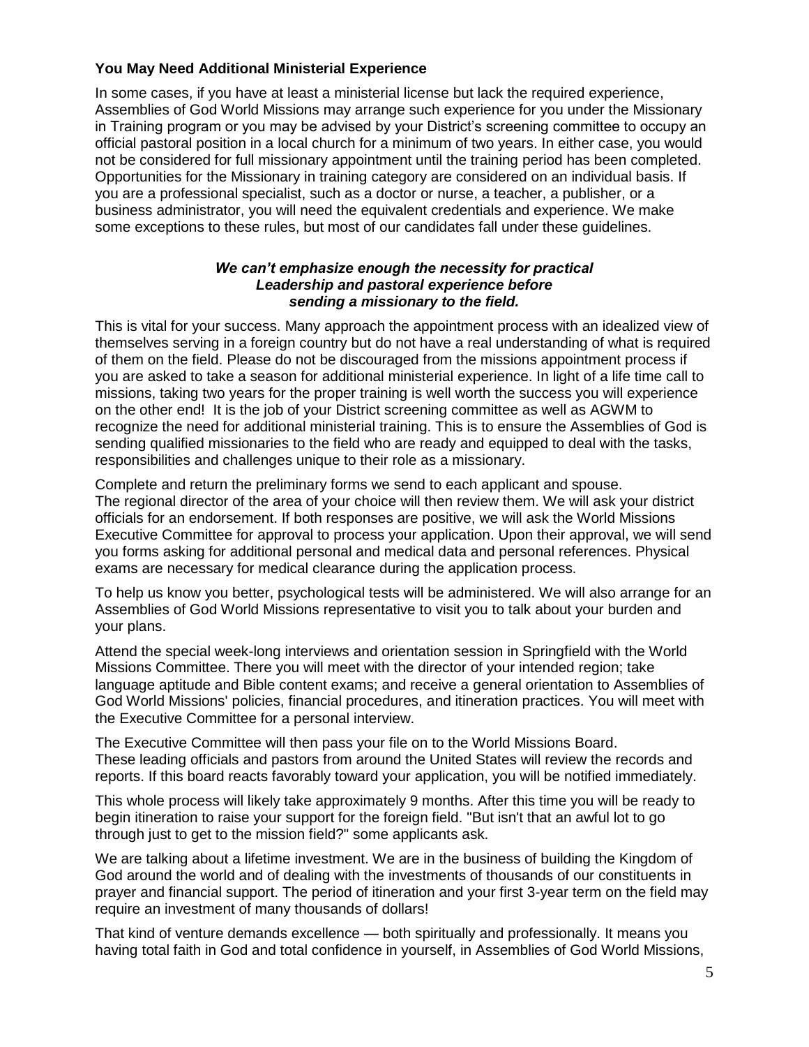### You May Need Additional Ministerial Experience

In some cases, if you have at least a ministerial license but lack the required experience, Assemblies of God World Missions may arrange such experience for you under the Missionary in Training program or you may be advised by your District's screening committee to occupy an official pastoral position in a local church for a minimum of two years. In either case, you would not be considered for full missionary appointment until the training period has been completed. Opportunities for the Missionary in training category are considered on an individual basis. If you are a professional specialist, such as a doctor or nurse, a teacher, a publisher, or a business administrator, you will need the equivalent credentials and experience. We make some exceptions to these rules, but most of our candidates fall under these guidelines.

***We can't emphasize enough the necessity for practical Leadership and pastoral experience before sending a missionary to the field.***

This is vital for your success. Many approach the appointment process with an idealized view of themselves serving in a foreign country but do not have a real understanding of what is required of them on the field. Please do not be discouraged from the missions appointment process if you are asked to take a season for additional ministerial experience. In light of a life time call to missions, taking two years for the proper training is well worth the success you will experience on the other end! It is the job of your District screening committee as well as AGWM to recognize the need for additional ministerial training. This is to ensure the Assemblies of God is sending qualified missionaries to the field who are ready and equipped to deal with the tasks, responsibilities and challenges unique to their role as a missionary.

Complete and return the preliminary forms we send to each applicant and spouse. The regional director of the area of your choice will then review them. We will ask your district officials for an endorsement. If both responses are positive, we will ask the World Missions Executive Committee for approval to process your application. Upon their approval, we will send you forms asking for additional personal and medical data and personal references. Physical exams are necessary for medical clearance during the application process.

To help us know you better, psychological tests will be administered. We will also arrange for an Assemblies of God World Missions representative to visit you to talk about your burden and your plans.

Attend the special week-long interviews and orientation session in Springfield with the World Missions Committee. There you will meet with the director of your intended region; take language aptitude and Bible content exams; and receive a general orientation to Assemblies of God World Missions' policies, financial procedures, and itineration practices. You will meet with the Executive Committee for a personal interview.

The Executive Committee will then pass your file on to the World Missions Board. These leading officials and pastors from around the United States will review the records and reports. If this board reacts favorably toward your application, you will be notified immediately.

This whole process will likely take approximately 9 months. After this time you will be ready to begin itineration to raise your support for the foreign field. "But isn't that an awful lot to go through just to get to the mission field?" some applicants ask.

We are talking about a lifetime investment. We are in the business of building the Kingdom of God around the world and of dealing with the investments of thousands of our constituents in prayer and financial support. The period of itineration and your first 3-year term on the field may require an investment of many thousands of dollars!

That kind of venture demands excellence — both spiritually and professionally. It means you having total faith in God and total confidence in yourself, in Assemblies of God World Missions,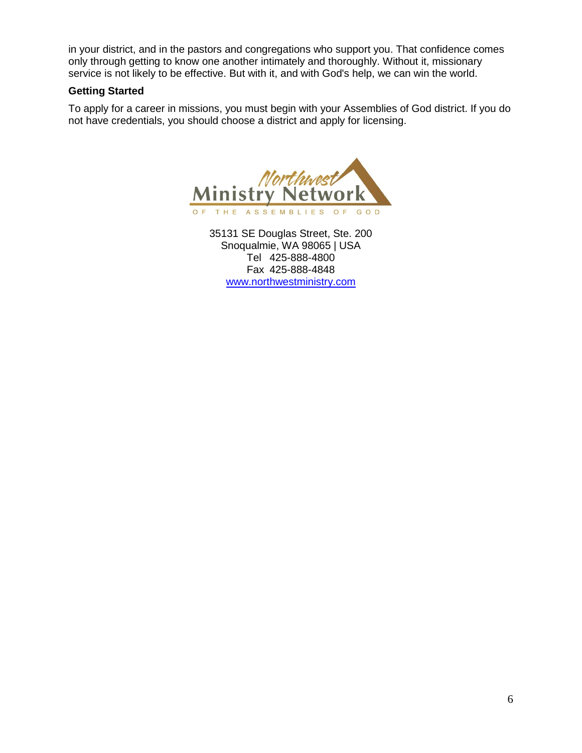in your district, and in the pastors and congregations who support you. That confidence comes only through getting to know one another intimately and thoroughly. Without it, missionary service is not likely to be effective. But with it, and with God's help, we can win the world.

### Getting Started

To apply for a career in missions, you must begin with your Assemblies of God district. If you do not have credentials, you should choose a district and apply for licensing.

Northwest Ministry Network
OF THE ASSEMBLIES OF GOD

35131 SE Douglas Street, Ste. 200
Snoqualmie, WA 98065 | USA
Tel 425-888-4800
Fax 425-888-4848
[www.northwestministry.com](http://www.northwestministry.com)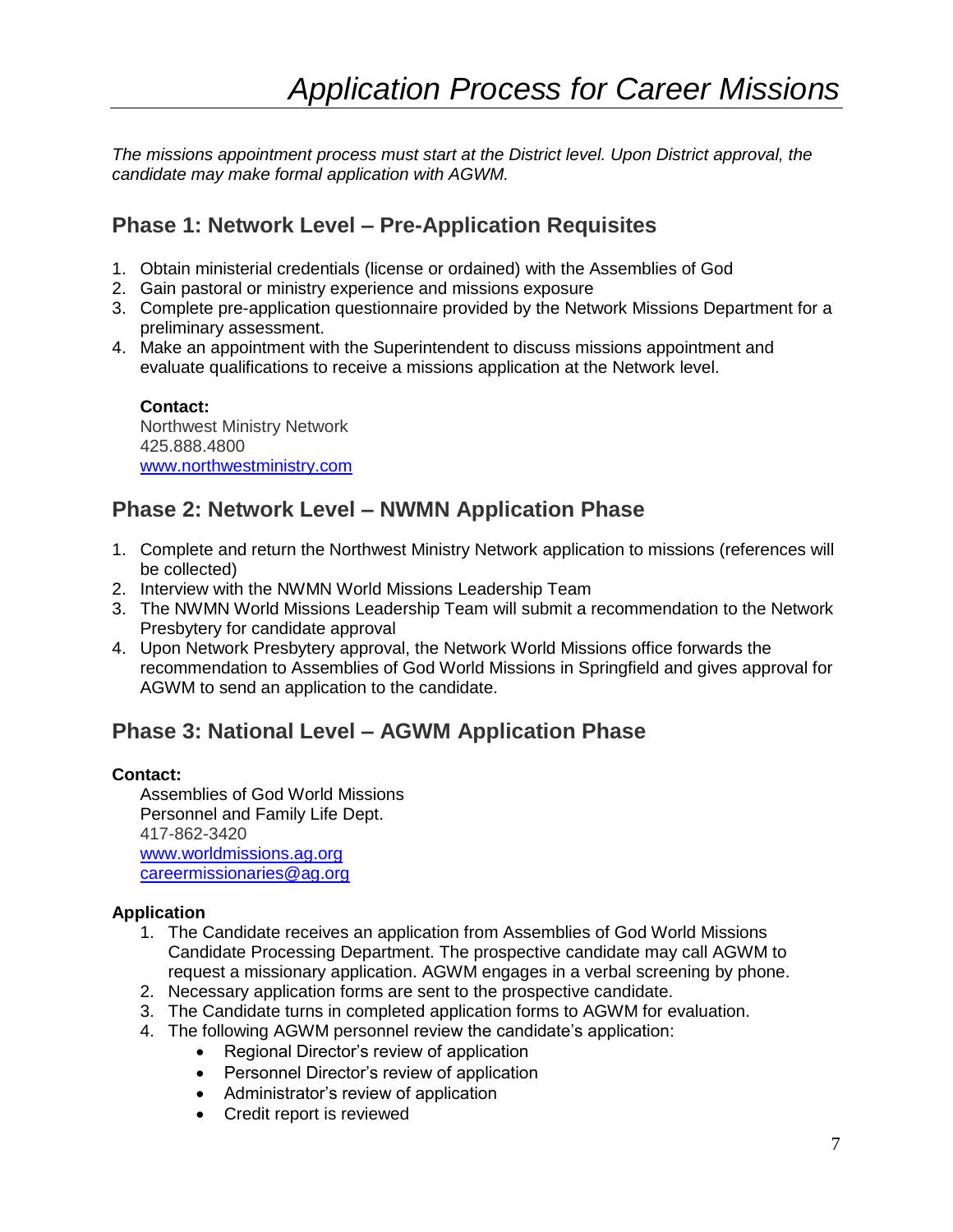# *Application Process for Career Missions*

*The missions appointment process must start at the District level. Upon District approval, the candidate may make formal application with AGWM.*

## Phase 1: Network Level – Pre-Application Requisites

1. Obtain ministerial credentials (license or ordained) with the Assemblies of God
2. Gain pastoral or ministry experience and missions exposure
3. Complete pre-application questionnaire provided by the Network Missions Department for a preliminary assessment.
4. Make an appointment with the Superintendent to discuss missions appointment and evaluate qualifications to receive a missions application at the Network level.

**Contact:**
Northwest Ministry Network
425.888.4800
www.northwestministry.com

## Phase 2: Network Level – NWMN Application Phase

1. Complete and return the Northwest Ministry Network application to missions (references will be collected)
2. Interview with the NWMN World Missions Leadership Team
3. The NWMN World Missions Leadership Team will submit a recommendation to the Network Presbytery for candidate approval
4. Upon Network Presbytery approval, the Network World Missions office forwards the recommendation to Assemblies of God World Missions in Springfield and gives approval for AGWM to send an application to the candidate.

## Phase 3: National Level – AGWM Application Phase

**Contact:**
Assemblies of God World Missions
Personnel and Family Life Dept.
417-862-3420
www.worldmissions.ag.org
careermissionaries@ag.org

**Application**

1. The Candidate receives an application from Assemblies of God World Missions Candidate Processing Department. The prospective candidate may call AGWM to request a missionary application. AGWM engages in a verbal screening by phone.
2. Necessary application forms are sent to the prospective candidate.
3. The Candidate turns in completed application forms to AGWM for evaluation.
4. The following AGWM personnel review the candidate's application:
   - Regional Director's review of application
   - Personnel Director's review of application
   - Administrator's review of application
   - Credit report is reviewed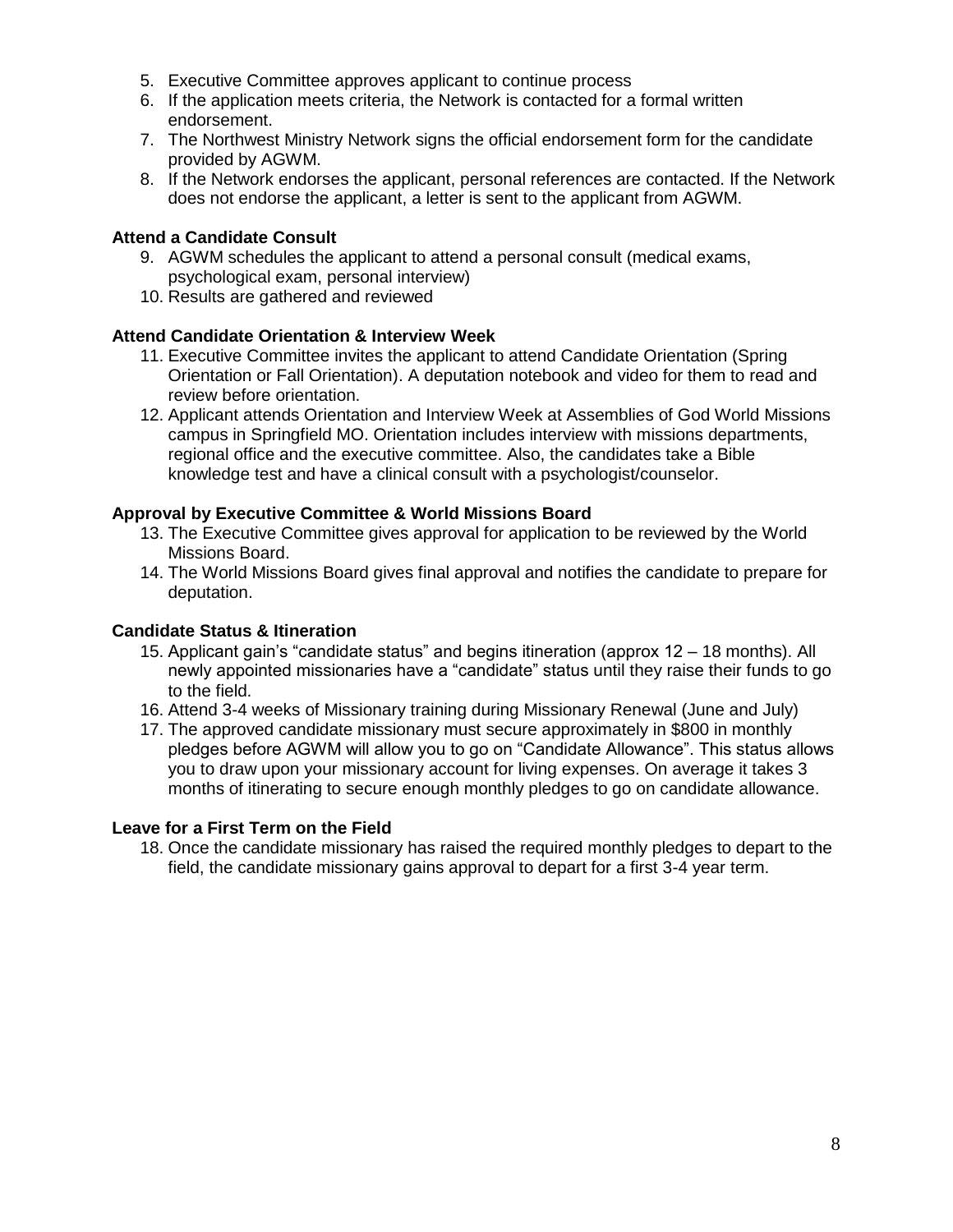5. Executive Committee approves applicant to continue process
6. If the application meets criteria, the Network is contacted for a formal written endorsement.
7. The Northwest Ministry Network signs the official endorsement form for the candidate provided by AGWM.
8. If the Network endorses the applicant, personal references are contacted. If the Network does not endorse the applicant, a letter is sent to the applicant from AGWM.

**Attend a Candidate Consult**

9. AGWM schedules the applicant to attend a personal consult (medical exams, psychological exam, personal interview)
10. Results are gathered and reviewed

**Attend Candidate Orientation & Interview Week**

11. Executive Committee invites the applicant to attend Candidate Orientation (Spring Orientation or Fall Orientation). A deputation notebook and video for them to read and review before orientation.
12. Applicant attends Orientation and Interview Week at Assemblies of God World Missions campus in Springfield MO. Orientation includes interview with missions departments, regional office and the executive committee. Also, the candidates take a Bible knowledge test and have a clinical consult with a psychologist/counselor.

**Approval by Executive Committee & World Missions Board**

13. The Executive Committee gives approval for application to be reviewed by the World Missions Board.
14. The World Missions Board gives final approval and notifies the candidate to prepare for deputation.

**Candidate Status & Itineration**

15. Applicant gain's "candidate status" and begins itineration (approx 12 – 18 months). All newly appointed missionaries have a "candidate" status until they raise their funds to go to the field.
16. Attend 3-4 weeks of Missionary training during Missionary Renewal (June and July)
17. The approved candidate missionary must secure approximately in $800 in monthly pledges before AGWM will allow you to go on "Candidate Allowance". This status allows you to draw upon your missionary account for living expenses. On average it takes 3 months of itinerating to secure enough monthly pledges to go on candidate allowance.

**Leave for a First Term on the Field**

18. Once the candidate missionary has raised the required monthly pledges to depart to the field, the candidate missionary gains approval to depart for a first 3-4 year term.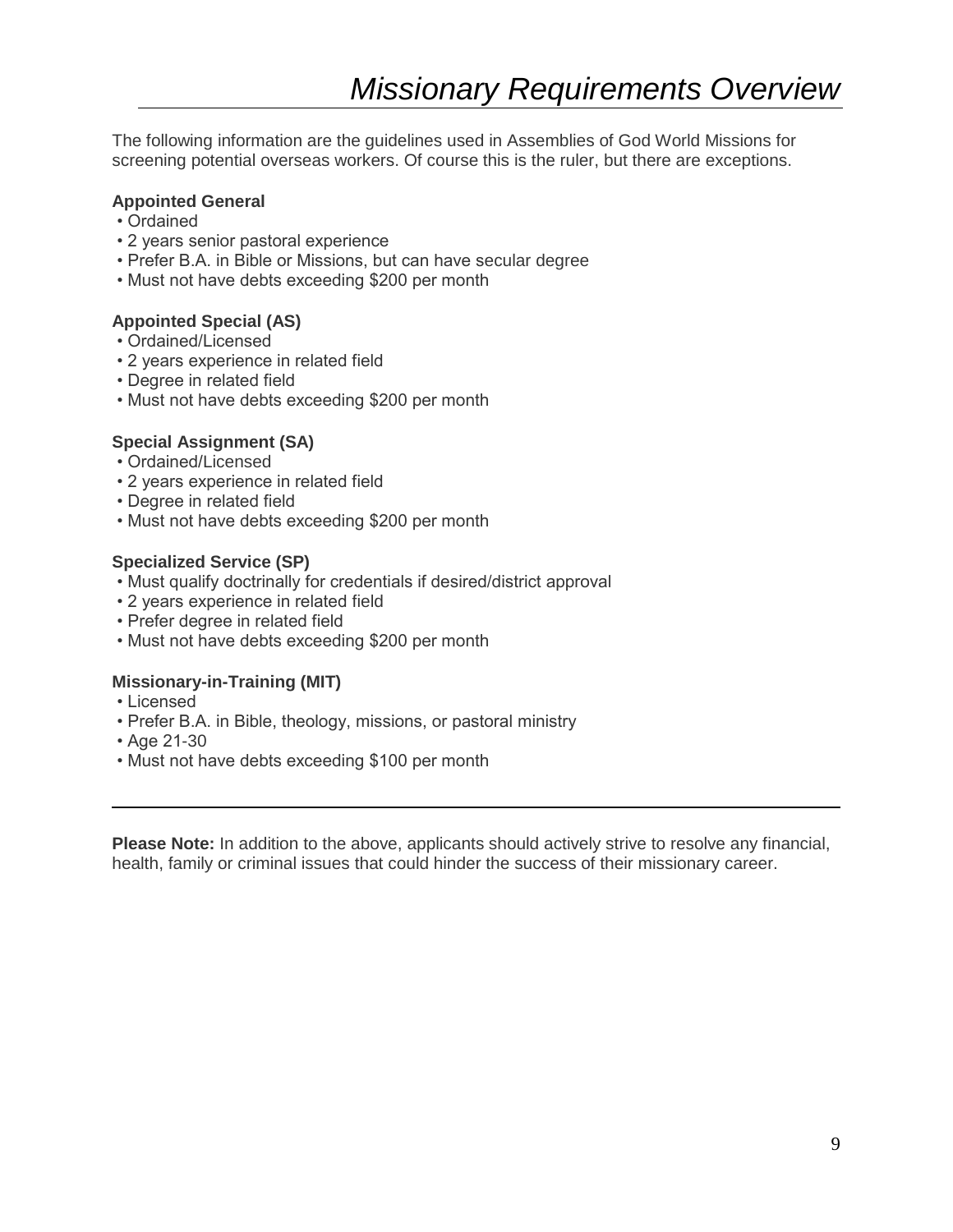# *Missionary Requirements Overview*

The following information are the guidelines used in Assemblies of God World Missions for screening potential overseas workers. Of course this is the ruler, but there are exceptions.

**Appointed General**

- Ordained
- 2 years senior pastoral experience
- Prefer B.A. in Bible or Missions, but can have secular degree
- Must not have debts exceeding $200 per month

**Appointed Special (AS)**

- Ordained/Licensed
- 2 years experience in related field
- Degree in related field
- Must not have debts exceeding $200 per month

**Special Assignment (SA)**

- Ordained/Licensed
- 2 years experience in related field
- Degree in related field
- Must not have debts exceeding $200 per month

**Specialized Service (SP)**

- Must qualify doctrinally for credentials if desired/district approval
- 2 years experience in related field
- Prefer degree in related field
- Must not have debts exceeding $200 per month

**Missionary-in-Training (MIT)**

- Licensed
- Prefer B.A. in Bible, theology, missions, or pastoral ministry
- Age 21-30
- Must not have debts exceeding $100 per month

---

**Please Note:** In addition to the above, applicants should actively strive to resolve any financial, health, family or criminal issues that could hinder the success of their missionary career.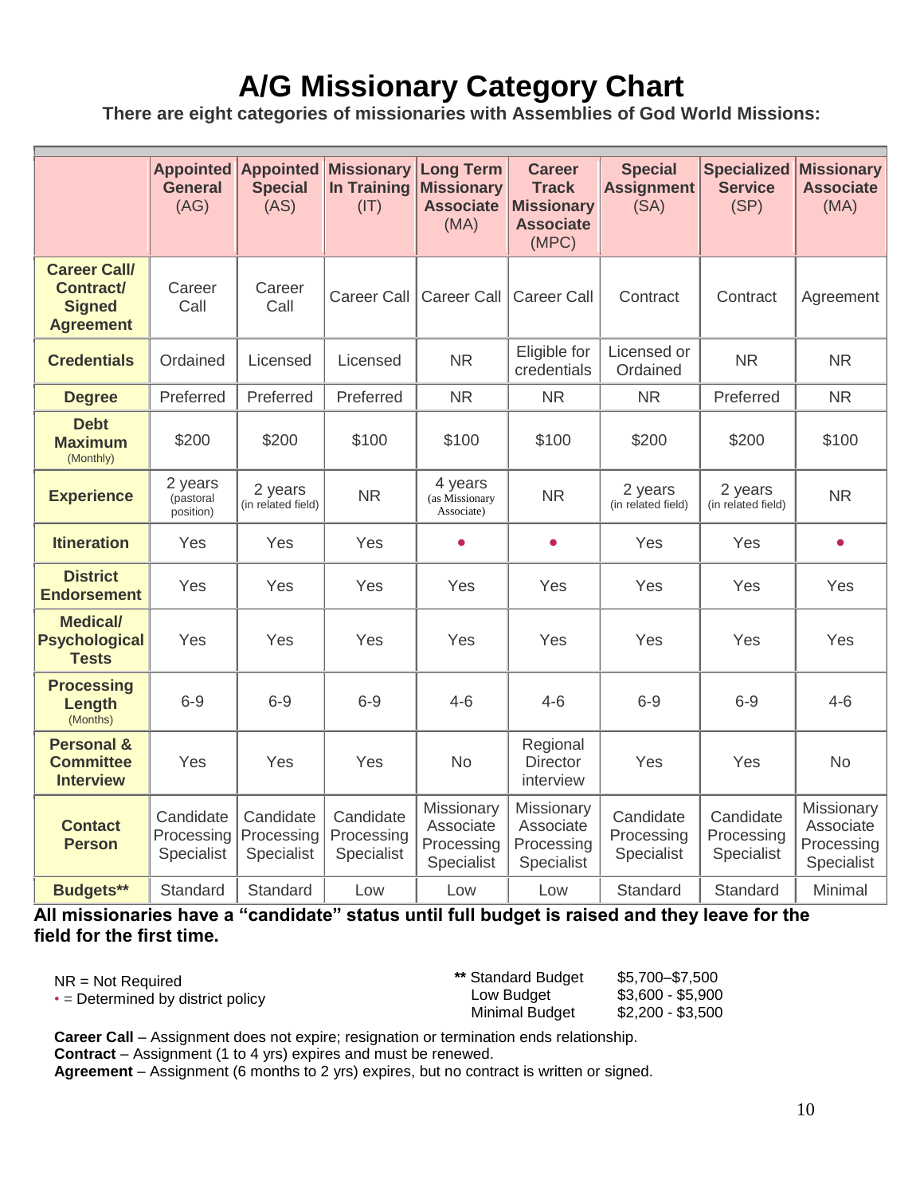# A/G Missionary Category Chart

**There are eight categories of missionaries with Assemblies of God World Missions:**

| | **Appointed General** (AG) | **Appointed Special** (AS) | **Missionary In Training** (IT) | **Long Term Missionary Associate** (MA) | **Career Track Missionary Associate** (MPC) | **Special Assignment** (SA) | **Specialized Service** (SP) | **Missionary Associate** (MA) |
|---|---|---|---|---|---|---|---|---|
| **Career Call/ Contract/ Signed Agreement** | Career Call | Career Call | Career Call | Career Call | Career Call | Contract | Contract | Agreement |
| **Credentials** | Ordained | Licensed | Licensed | NR | Eligible for credentials | Licensed or Ordained | NR | NR |
| **Degree** | Preferred | Preferred | Preferred | NR | NR | NR | Preferred | NR |
| **Debt Maximum** (Monthly) | $200 | $200 | $100 | $100 | $100 | $200 | $200 | $100 |
| **Experience** | 2 years (pastoral position) | 2 years (in related field) | NR | 4 years (as Missionary Associate) | NR | 2 years (in related field) | 2 years (in related field) | NR |
| **Itineration** | Yes | Yes | Yes | • | • | Yes | Yes | • |
| **District Endorsement** | Yes | Yes | Yes | Yes | Yes | Yes | Yes | Yes |
| **Medical/ Psychological Tests** | Yes | Yes | Yes | Yes | Yes | Yes | Yes | Yes |
| **Processing Length** (Months) | 6-9 | 6-9 | 6-9 | 4-6 | 4-6 | 6-9 | 6-9 | 4-6 |
| **Personal & Committee Interview** | Yes | Yes | Yes | No | Regional Director interview | Yes | Yes | No |
| **Contact Person** | Candidate Processing Specialist | Candidate Processing Specialist | Candidate Processing Specialist | Missionary Associate Processing Specialist | Missionary Associate Processing Specialist | Candidate Processing Specialist | Candidate Processing Specialist | Missionary Associate Processing Specialist |
| **Budgets**** | Standard | Standard | Low | Low | Low | Standard | Standard | Minimal |

**All missionaries have a "candidate" status until full budget is raised and they leave for the field for the first time.**

NR = Not Required
• = Determined by district policy

| ** | |
|---|---|
| Standard Budget | $5,700–$7,500 |
| Low Budget | $3,600 - $5,900 |
| Minimal Budget | $2,200 - $3,500 |

**Career Call** – Assignment does not expire; resignation or termination ends relationship.
**Contract** – Assignment (1 to 4 yrs) expires and must be renewed.
**Agreement** – Assignment (6 months to 2 yrs) expires, but no contract is written or signed.